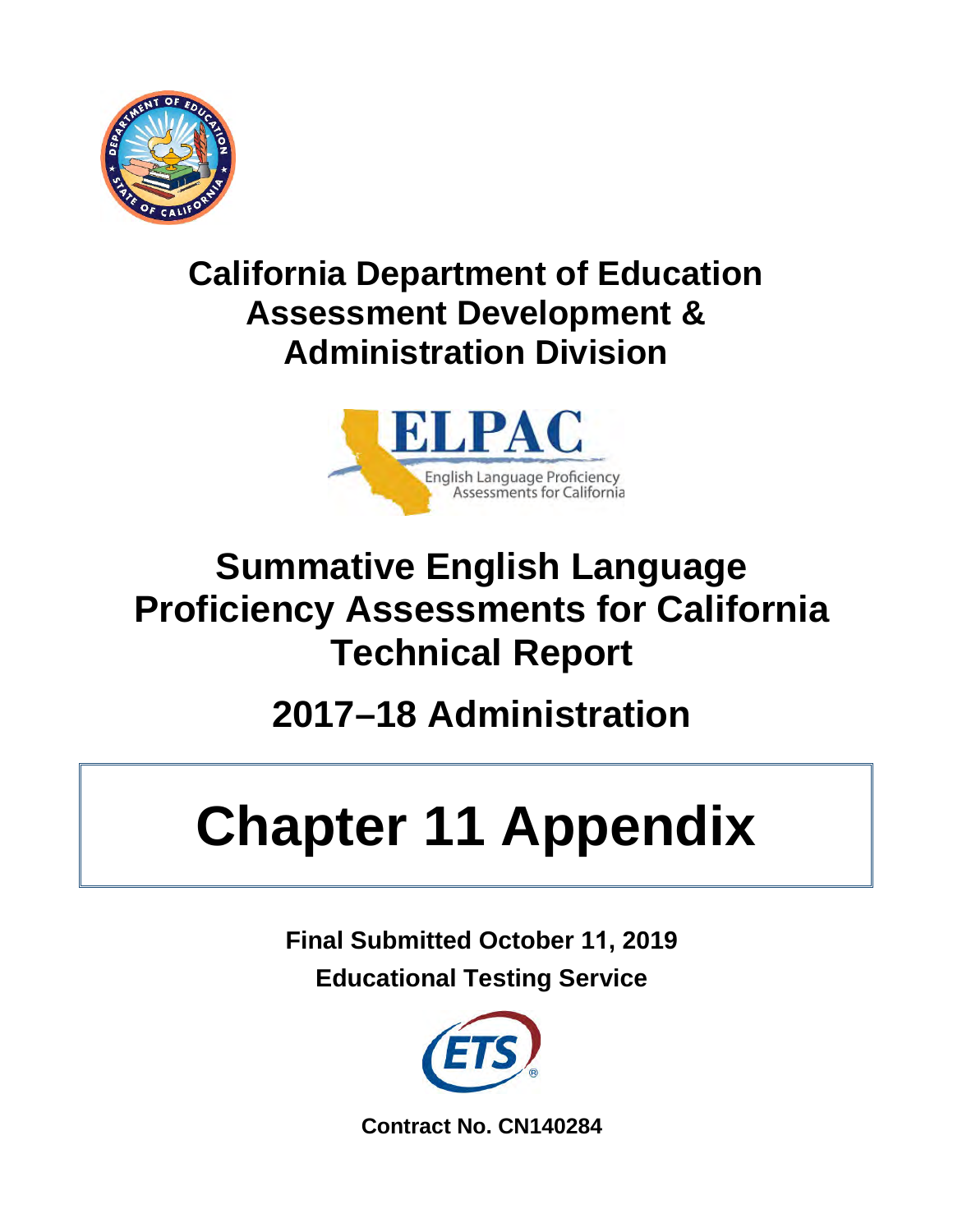# California Department of Education Assessment Development & Administration Division

ELPAC

English Language Proficiency Assessments for California

# Summative English Language Proficiency Assessments for California Technical Report

## 2017–18 Administration

# Chapter 11 Appendix

**Final Submitted October 11, 2019**

**Educational Testing Service**

**Contract No. CN140284**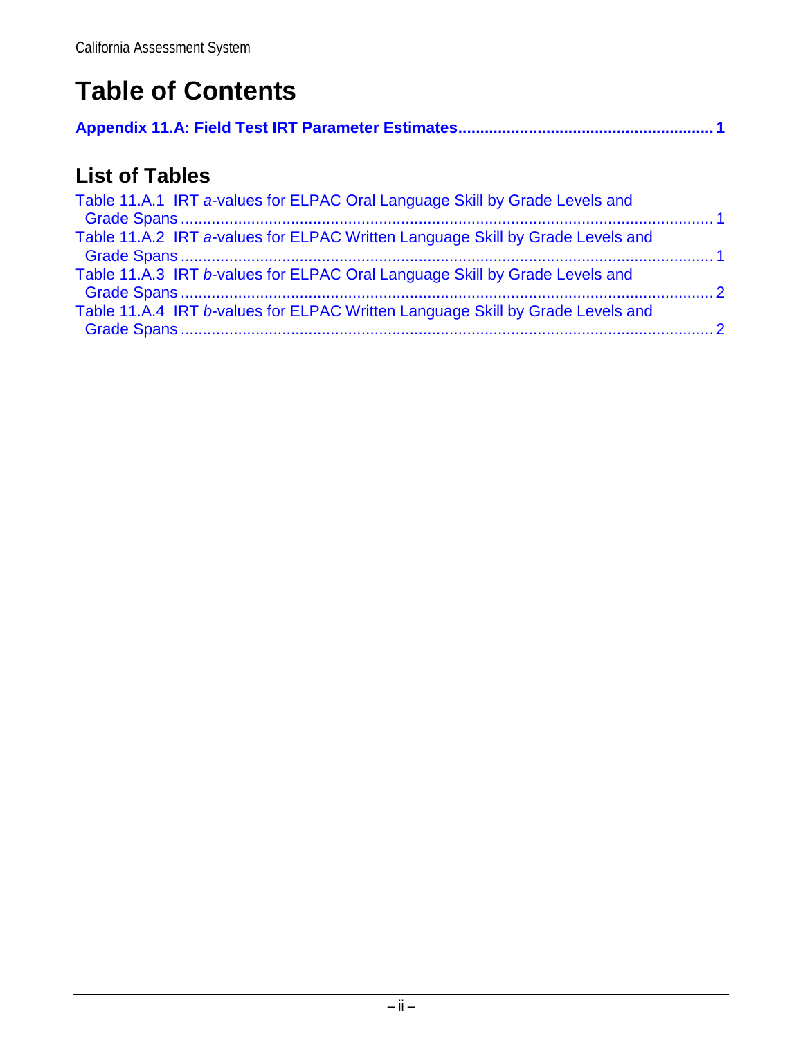# Table of Contents

**Appendix 11.A: Field Test IRT Parameter Estimates........................................................ 1**

## List of Tables

Table 11.A.1 IRT *a*-values for ELPAC Oral Language Skill by Grade Levels and Grade Spans ........................................................................................................................ 1
Table 11.A.2 IRT *a*-values for ELPAC Written Language Skill by Grade Levels and Grade Spans ........................................................................................................................ 1
Table 11.A.3 IRT *b*-values for ELPAC Oral Language Skill by Grade Levels and Grade Spans ........................................................................................................................ 2
Table 11.A.4 IRT *b*-values for ELPAC Written Language Skill by Grade Levels and Grade Spans ........................................................................................................................ 2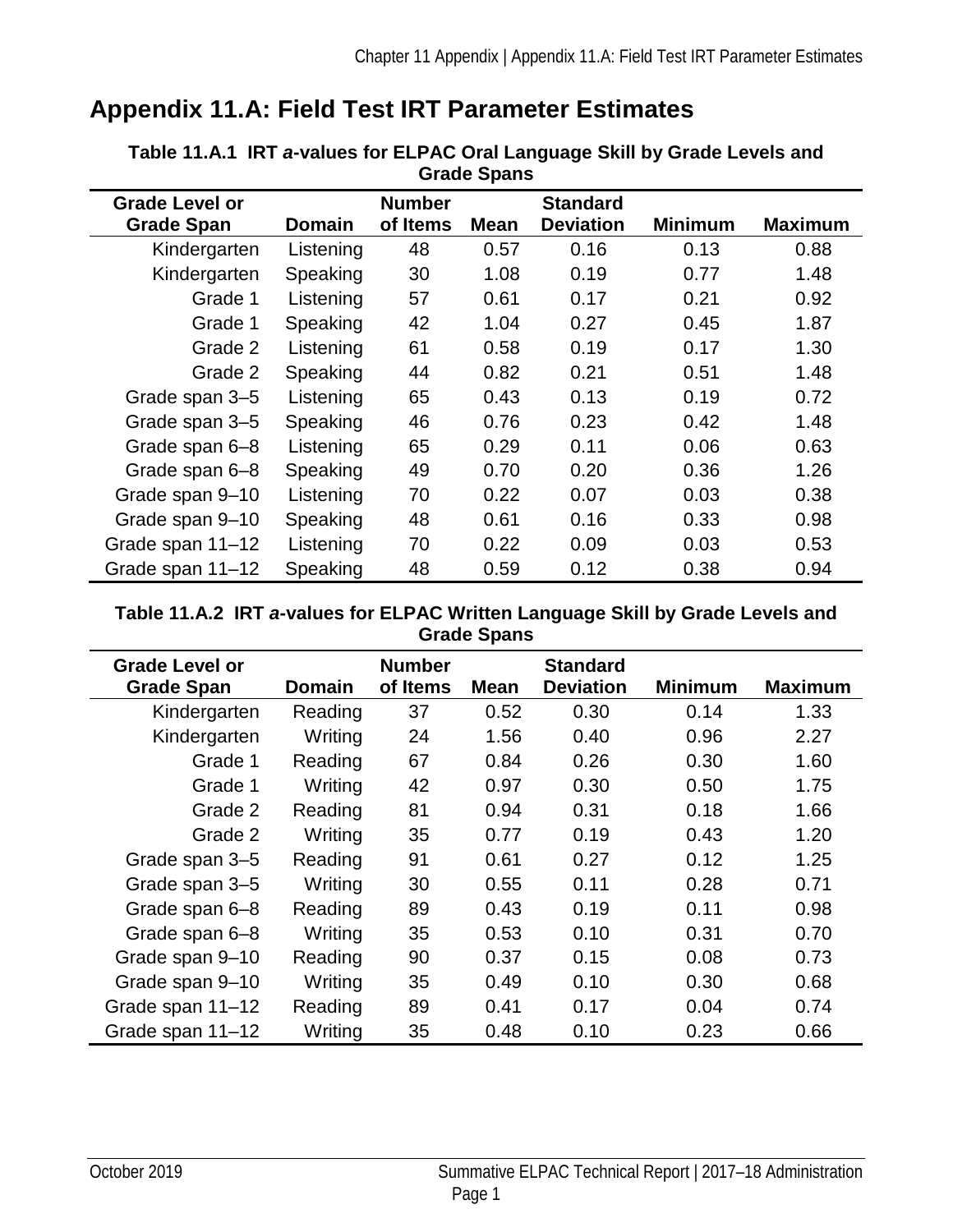# Appendix 11.A: Field Test IRT Parameter Estimates

**Table 11.A.1 IRT *a*-values for ELPAC Oral Language Skill by Grade Levels and Grade Spans**

| Grade Level or Grade Span | Domain | Number of Items | Mean | Standard Deviation | Minimum | Maximum |
|---|---|---|---|---|---|---|
| Kindergarten | Listening | 48 | 0.57 | 0.16 | 0.13 | 0.88 |
| Kindergarten | Speaking | 30 | 1.08 | 0.19 | 0.77 | 1.48 |
| Grade 1 | Listening | 57 | 0.61 | 0.17 | 0.21 | 0.92 |
| Grade 1 | Speaking | 42 | 1.04 | 0.27 | 0.45 | 1.87 |
| Grade 2 | Listening | 61 | 0.58 | 0.19 | 0.17 | 1.30 |
| Grade 2 | Speaking | 44 | 0.82 | 0.21 | 0.51 | 1.48 |
| Grade span 3–5 | Listening | 65 | 0.43 | 0.13 | 0.19 | 0.72 |
| Grade span 3–5 | Speaking | 46 | 0.76 | 0.23 | 0.42 | 1.48 |
| Grade span 6–8 | Listening | 65 | 0.29 | 0.11 | 0.06 | 0.63 |
| Grade span 6–8 | Speaking | 49 | 0.70 | 0.20 | 0.36 | 1.26 |
| Grade span 9–10 | Listening | 70 | 0.22 | 0.07 | 0.03 | 0.38 |
| Grade span 9–10 | Speaking | 48 | 0.61 | 0.16 | 0.33 | 0.98 |
| Grade span 11–12 | Listening | 70 | 0.22 | 0.09 | 0.03 | 0.53 |
| Grade span 11–12 | Speaking | 48 | 0.59 | 0.12 | 0.38 | 0.94 |

**Table 11.A.2 IRT *a*-values for ELPAC Written Language Skill by Grade Levels and Grade Spans**

| Grade Level or Grade Span | Domain | Number of Items | Mean | Standard Deviation | Minimum | Maximum |
|---|---|---|---|---|---|---|
| Kindergarten | Reading | 37 | 0.52 | 0.30 | 0.14 | 1.33 |
| Kindergarten | Writing | 24 | 1.56 | 0.40 | 0.96 | 2.27 |
| Grade 1 | Reading | 67 | 0.84 | 0.26 | 0.30 | 1.60 |
| Grade 1 | Writing | 42 | 0.97 | 0.30 | 0.50 | 1.75 |
| Grade 2 | Reading | 81 | 0.94 | 0.31 | 0.18 | 1.66 |
| Grade 2 | Writing | 35 | 0.77 | 0.19 | 0.43 | 1.20 |
| Grade span 3–5 | Reading | 91 | 0.61 | 0.27 | 0.12 | 1.25 |
| Grade span 3–5 | Writing | 30 | 0.55 | 0.11 | 0.28 | 0.71 |
| Grade span 6–8 | Reading | 89 | 0.43 | 0.19 | 0.11 | 0.98 |
| Grade span 6–8 | Writing | 35 | 0.53 | 0.10 | 0.31 | 0.70 |
| Grade span 9–10 | Reading | 90 | 0.37 | 0.15 | 0.08 | 0.73 |
| Grade span 9–10 | Writing | 35 | 0.49 | 0.10 | 0.30 | 0.68 |
| Grade span 11–12 | Reading | 89 | 0.41 | 0.17 | 0.04 | 0.74 |
| Grade span 11–12 | Writing | 35 | 0.48 | 0.10 | 0.23 | 0.66 |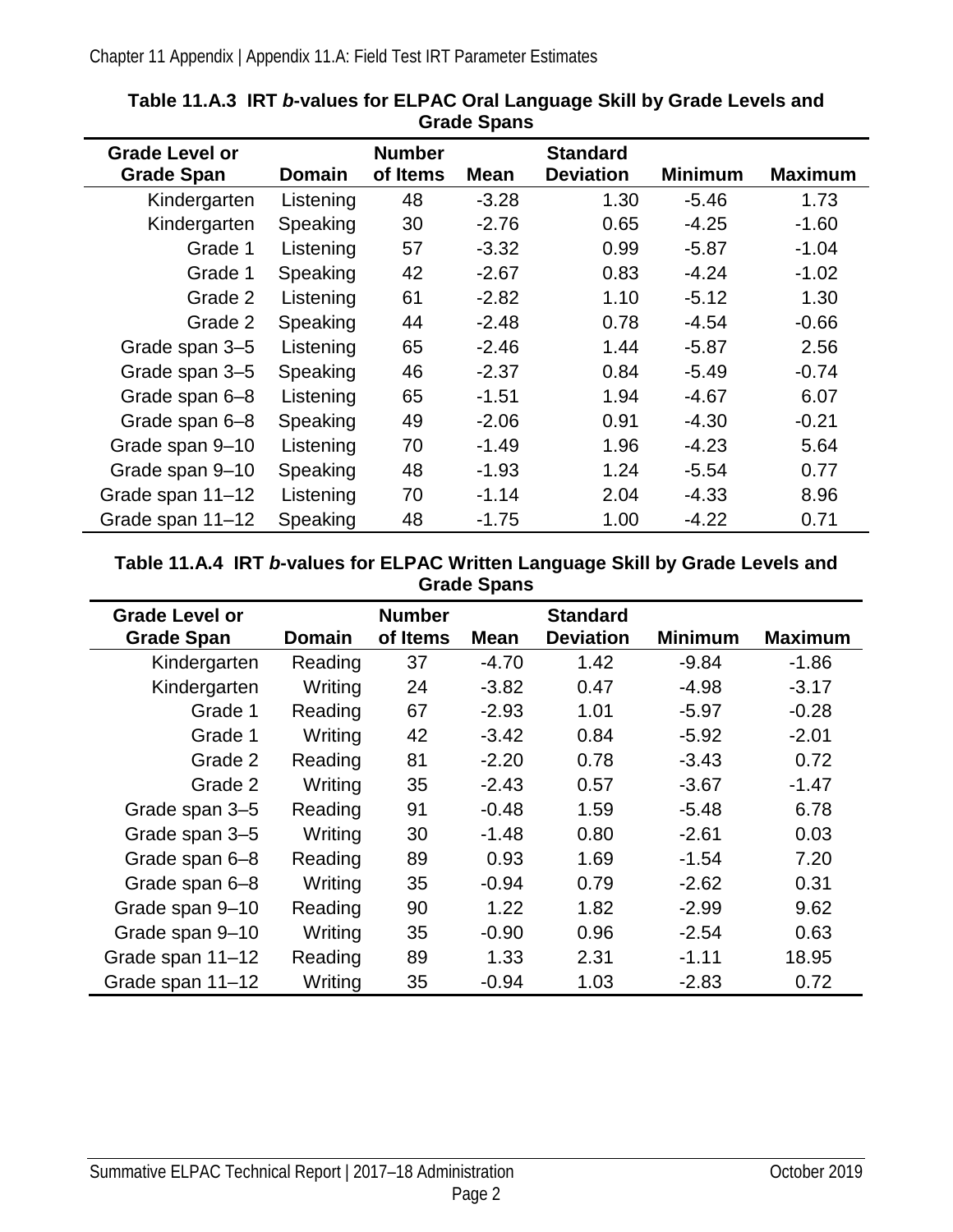**Table 11.A.3 IRT *b*-values for ELPAC Oral Language Skill by Grade Levels and Grade Spans**

| Grade Level or Grade Span | Domain | Number of Items | Mean | Standard Deviation | Minimum | Maximum |
|---|---|---|---|---|---|---|
| Kindergarten | Listening | 48 | -3.28 | 1.30 | -5.46 | 1.73 |
| Kindergarten | Speaking | 30 | -2.76 | 0.65 | -4.25 | -1.60 |
| Grade 1 | Listening | 57 | -3.32 | 0.99 | -5.87 | -1.04 |
| Grade 1 | Speaking | 42 | -2.67 | 0.83 | -4.24 | -1.02 |
| Grade 2 | Listening | 61 | -2.82 | 1.10 | -5.12 | 1.30 |
| Grade 2 | Speaking | 44 | -2.48 | 0.78 | -4.54 | -0.66 |
| Grade span 3–5 | Listening | 65 | -2.46 | 1.44 | -5.87 | 2.56 |
| Grade span 3–5 | Speaking | 46 | -2.37 | 0.84 | -5.49 | -0.74 |
| Grade span 6–8 | Listening | 65 | -1.51 | 1.94 | -4.67 | 6.07 |
| Grade span 6–8 | Speaking | 49 | -2.06 | 0.91 | -4.30 | -0.21 |
| Grade span 9–10 | Listening | 70 | -1.49 | 1.96 | -4.23 | 5.64 |
| Grade span 9–10 | Speaking | 48 | -1.93 | 1.24 | -5.54 | 0.77 |
| Grade span 11–12 | Listening | 70 | -1.14 | 2.04 | -4.33 | 8.96 |
| Grade span 11–12 | Speaking | 48 | -1.75 | 1.00 | -4.22 | 0.71 |

**Table 11.A.4 IRT *b*-values for ELPAC Written Language Skill by Grade Levels and Grade Spans**

| Grade Level or Grade Span | Domain | Number of Items | Mean | Standard Deviation | Minimum | Maximum |
|---|---|---|---|---|---|---|
| Kindergarten | Reading | 37 | -4.70 | 1.42 | -9.84 | -1.86 |
| Kindergarten | Writing | 24 | -3.82 | 0.47 | -4.98 | -3.17 |
| Grade 1 | Reading | 67 | -2.93 | 1.01 | -5.97 | -0.28 |
| Grade 1 | Writing | 42 | -3.42 | 0.84 | -5.92 | -2.01 |
| Grade 2 | Reading | 81 | -2.20 | 0.78 | -3.43 | 0.72 |
| Grade 2 | Writing | 35 | -2.43 | 0.57 | -3.67 | -1.47 |
| Grade span 3–5 | Reading | 91 | -0.48 | 1.59 | -5.48 | 6.78 |
| Grade span 3–5 | Writing | 30 | -1.48 | 0.80 | -2.61 | 0.03 |
| Grade span 6–8 | Reading | 89 | 0.93 | 1.69 | -1.54 | 7.20 |
| Grade span 6–8 | Writing | 35 | -0.94 | 0.79 | -2.62 | 0.31 |
| Grade span 9–10 | Reading | 90 | 1.22 | 1.82 | -2.99 | 9.62 |
| Grade span 9–10 | Writing | 35 | -0.90 | 0.96 | -2.54 | 0.63 |
| Grade span 11–12 | Reading | 89 | 1.33 | 2.31 | -1.11 | 18.95 |
| Grade span 11–12 | Writing | 35 | -0.94 | 1.03 | -2.83 | 0.72 |